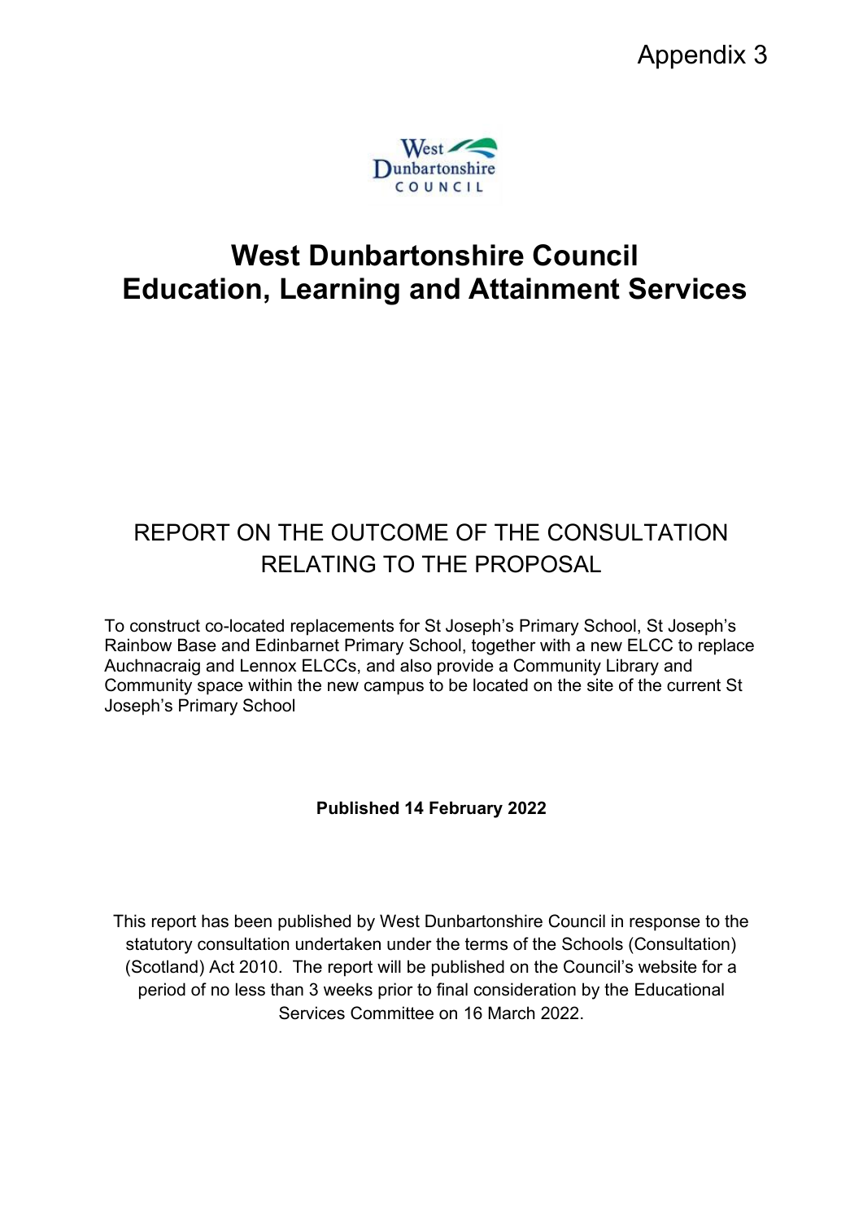Appendix 3

West Dunbartonshire COUNCIL

# West Dunbartonshire Council
# Education, Learning and Attainment Services

## REPORT ON THE OUTCOME OF THE CONSULTATION RELATING TO THE PROPOSAL

To construct co-located replacements for St Joseph's Primary School, St Joseph's Rainbow Base and Edinbarnet Primary School, together with a new ELCC to replace Auchnacraig and Lennox ELCCs, and also provide a Community Library and Community space within the new campus to be located on the site of the current St Joseph's Primary School

**Published 14 February 2022**

This report has been published by West Dunbartonshire Council in response to the statutory consultation undertaken under the terms of the Schools (Consultation) (Scotland) Act 2010. The report will be published on the Council's website for a period of no less than 3 weeks prior to final consideration by the Educational Services Committee on 16 March 2022.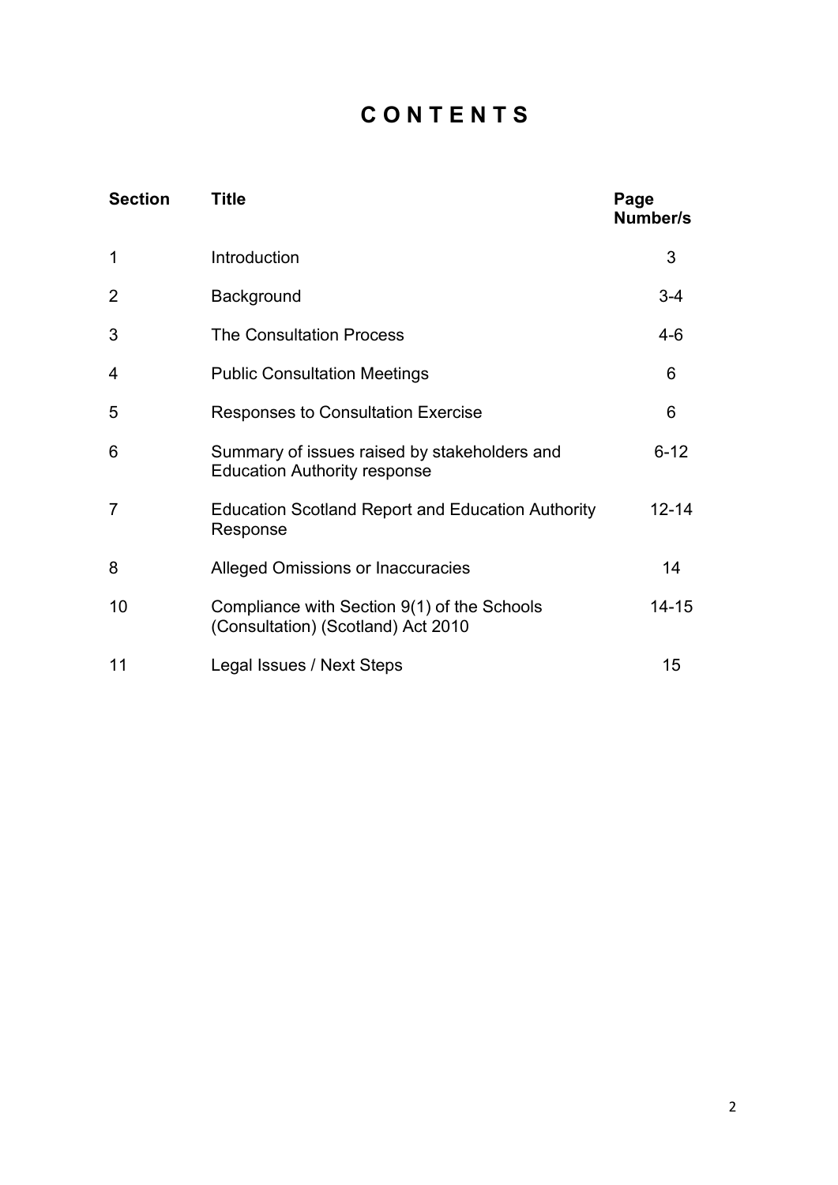# C O N T E N T S

| Section | Title | Page Number/s |
| --- | --- | --- |
| 1 | Introduction | 3 |
| 2 | Background | 3-4 |
| 3 | The Consultation Process | 4-6 |
| 4 | Public Consultation Meetings | 6 |
| 5 | Responses to Consultation Exercise | 6 |
| 6 | Summary of issues raised by stakeholders and Education Authority response | 6-12 |
| 7 | Education Scotland Report and Education Authority Response | 12-14 |
| 8 | Alleged Omissions or Inaccuracies | 14 |
| 10 | Compliance with Section 9(1) of the Schools (Consultation) (Scotland) Act 2010 | 14-15 |
| 11 | Legal Issues / Next Steps | 15 |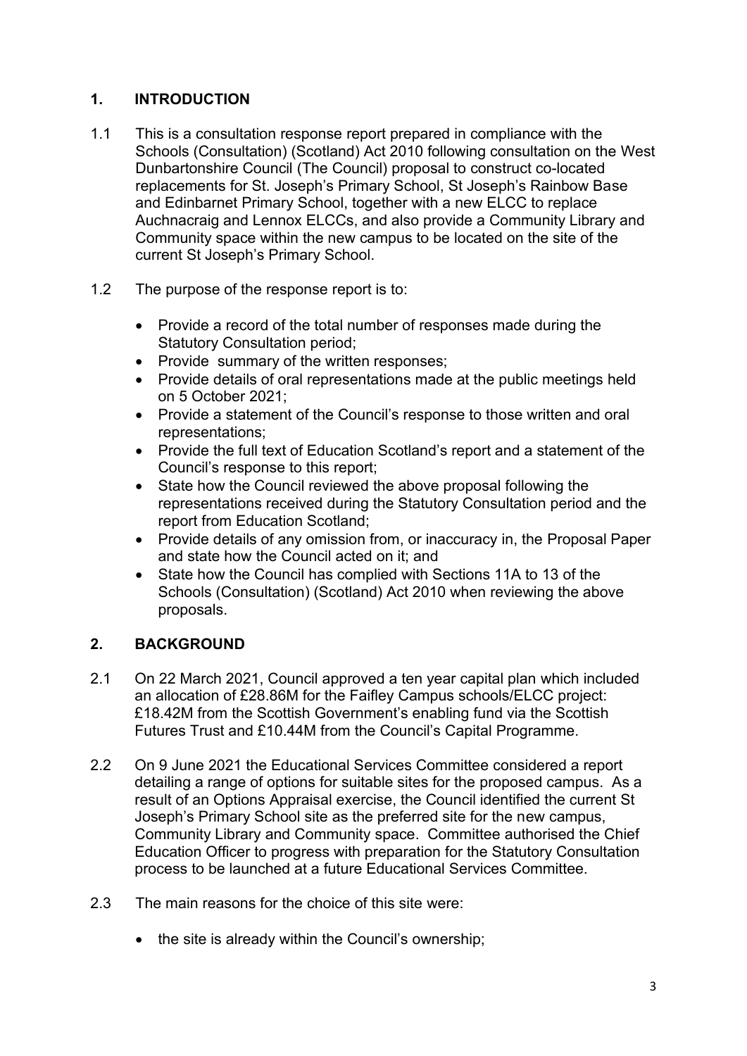## 1. INTRODUCTION

1.1 This is a consultation response report prepared in compliance with the Schools (Consultation) (Scotland) Act 2010 following consultation on the West Dunbartonshire Council (The Council) proposal to construct co-located replacements for St. Joseph's Primary School, St Joseph's Rainbow Base and Edinbarnet Primary School, together with a new ELCC to replace Auchnacraig and Lennox ELCCs, and also provide a Community Library and Community space within the new campus to be located on the site of the current St Joseph's Primary School.

1.2 The purpose of the response report is to:

- Provide a record of the total number of responses made during the Statutory Consultation period;
- Provide summary of the written responses;
- Provide details of oral representations made at the public meetings held on 5 October 2021;
- Provide a statement of the Council's response to those written and oral representations;
- Provide the full text of Education Scotland's report and a statement of the Council's response to this report;
- State how the Council reviewed the above proposal following the representations received during the Statutory Consultation period and the report from Education Scotland;
- Provide details of any omission from, or inaccuracy in, the Proposal Paper and state how the Council acted on it; and
- State how the Council has complied with Sections 11A to 13 of the Schools (Consultation) (Scotland) Act 2010 when reviewing the above proposals.

## 2. BACKGROUND

2.1 On 22 March 2021, Council approved a ten year capital plan which included an allocation of £28.86M for the Faifley Campus schools/ELCC project: £18.42M from the Scottish Government's enabling fund via the Scottish Futures Trust and £10.44M from the Council's Capital Programme.

2.2 On 9 June 2021 the Educational Services Committee considered a report detailing a range of options for suitable sites for the proposed campus. As a result of an Options Appraisal exercise, the Council identified the current St Joseph's Primary School site as the preferred site for the new campus, Community Library and Community space. Committee authorised the Chief Education Officer to progress with preparation for the Statutory Consultation process to be launched at a future Educational Services Committee.

2.3 The main reasons for the choice of this site were:

- the site is already within the Council's ownership;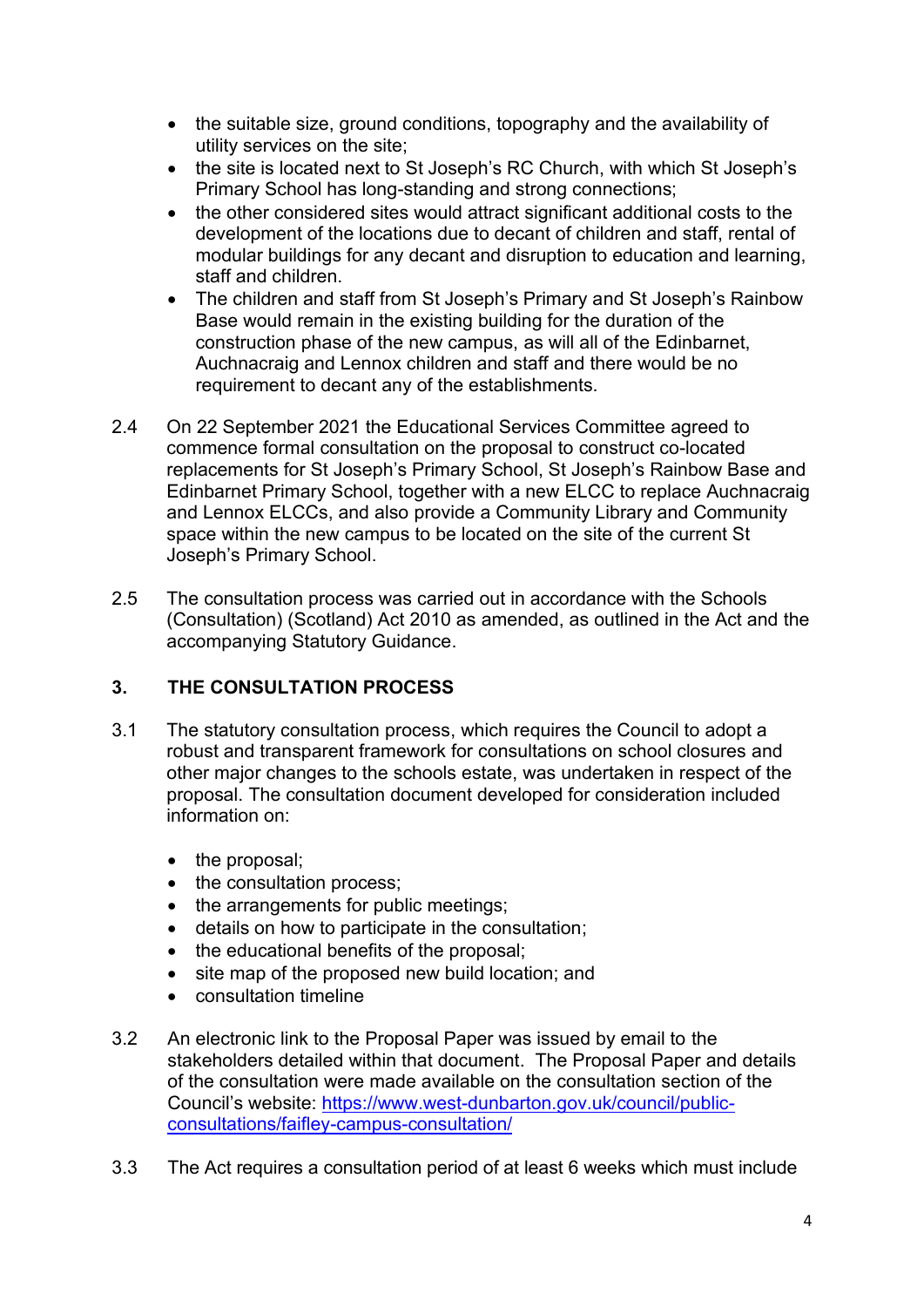- the suitable size, ground conditions, topography and the availability of utility services on the site;
- the site is located next to St Joseph's RC Church, with which St Joseph's Primary School has long-standing and strong connections;
- the other considered sites would attract significant additional costs to the development of the locations due to decant of children and staff, rental of modular buildings for any decant and disruption to education and learning, staff and children.
- The children and staff from St Joseph's Primary and St Joseph's Rainbow Base would remain in the existing building for the duration of the construction phase of the new campus, as will all of the Edinbarnet, Auchnacraig and Lennox children and staff and there would be no requirement to decant any of the establishments.

2.4 On 22 September 2021 the Educational Services Committee agreed to commence formal consultation on the proposal to construct co-located replacements for St Joseph's Primary School, St Joseph's Rainbow Base and Edinbarnet Primary School, together with a new ELCC to replace Auchnacraig and Lennox ELCCs, and also provide a Community Library and Community space within the new campus to be located on the site of the current St Joseph's Primary School.

2.5 The consultation process was carried out in accordance with the Schools (Consultation) (Scotland) Act 2010 as amended, as outlined in the Act and the accompanying Statutory Guidance.

## 3. THE CONSULTATION PROCESS

3.1 The statutory consultation process, which requires the Council to adopt a robust and transparent framework for consultations on school closures and other major changes to the schools estate, was undertaken in respect of the proposal. The consultation document developed for consideration included information on:

- the proposal;
- the consultation process;
- the arrangements for public meetings;
- details on how to participate in the consultation;
- the educational benefits of the proposal;
- site map of the proposed new build location; and
- consultation timeline

3.2 An electronic link to the Proposal Paper was issued by email to the stakeholders detailed within that document. The Proposal Paper and details of the consultation were made available on the consultation section of the Council's website: [https://www.west-dunbarton.gov.uk/council/public-consultations/faifley-campus-consultation/](https://www.west-dunbarton.gov.uk/council/public-consultations/faifley-campus-consultation/)

3.3 The Act requires a consultation period of at least 6 weeks which must include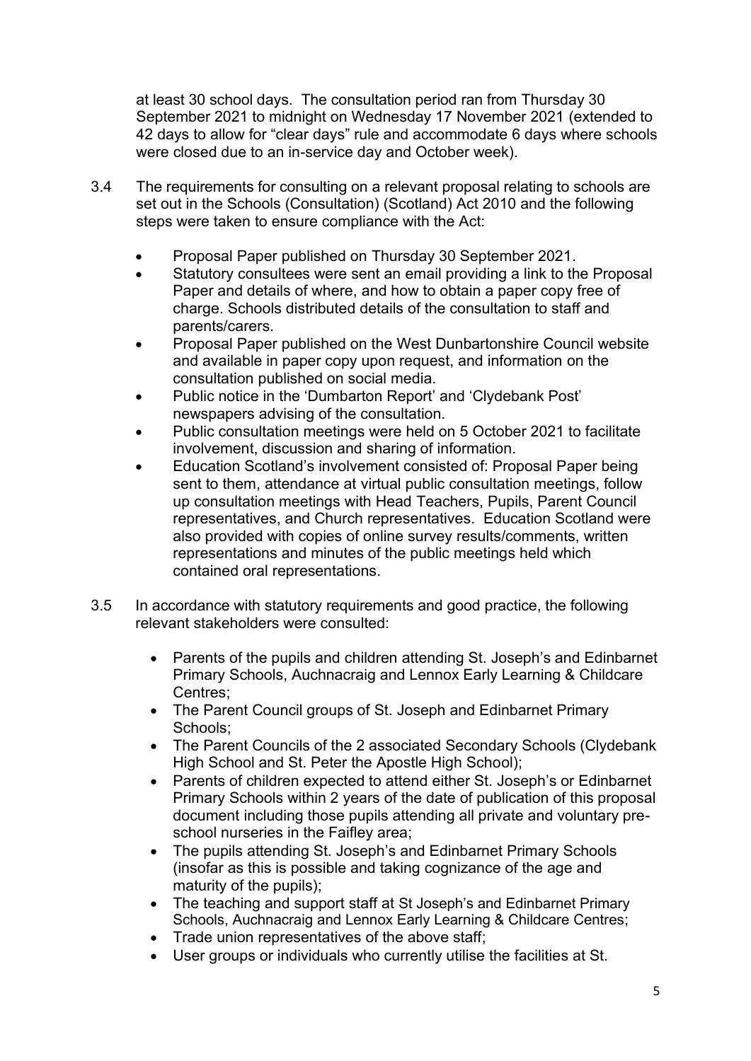at least 30 school days. The consultation period ran from Thursday 30 September 2021 to midnight on Wednesday 17 November 2021 (extended to 42 days to allow for "clear days" rule and accommodate 6 days where schools were closed due to an in-service day and October week).

3.4 The requirements for consulting on a relevant proposal relating to schools are set out in the Schools (Consultation) (Scotland) Act 2010 and the following steps were taken to ensure compliance with the Act:

- Proposal Paper published on Thursday 30 September 2021.
- Statutory consultees were sent an email providing a link to the Proposal Paper and details of where, and how to obtain a paper copy free of charge. Schools distributed details of the consultation to staff and parents/carers.
- Proposal Paper published on the West Dunbartonshire Council website and available in paper copy upon request, and information on the consultation published on social media.
- Public notice in the 'Dumbarton Report' and 'Clydebank Post' newspapers advising of the consultation.
- Public consultation meetings were held on 5 October 2021 to facilitate involvement, discussion and sharing of information.
- Education Scotland's involvement consisted of: Proposal Paper being sent to them, attendance at virtual public consultation meetings, follow up consultation meetings with Head Teachers, Pupils, Parent Council representatives, and Church representatives. Education Scotland were also provided with copies of online survey results/comments, written representations and minutes of the public meetings held which contained oral representations.

3.5 In accordance with statutory requirements and good practice, the following relevant stakeholders were consulted:

- Parents of the pupils and children attending St. Joseph's and Edinbarnet Primary Schools, Auchnacraig and Lennox Early Learning & Childcare Centres;
- The Parent Council groups of St. Joseph and Edinbarnet Primary Schools;
- The Parent Councils of the 2 associated Secondary Schools (Clydebank High School and St. Peter the Apostle High School);
- Parents of children expected to attend either St. Joseph's or Edinbarnet Primary Schools within 2 years of the date of publication of this proposal document including those pupils attending all private and voluntary pre-school nurseries in the Faifley area;
- The pupils attending St. Joseph's and Edinbarnet Primary Schools (insofar as this is possible and taking cognizance of the age and maturity of the pupils);
- The teaching and support staff at St Joseph's and Edinbarnet Primary Schools, Auchnacraig and Lennox Early Learning & Childcare Centres;
- Trade union representatives of the above staff;
- User groups or individuals who currently utilise the facilities at St.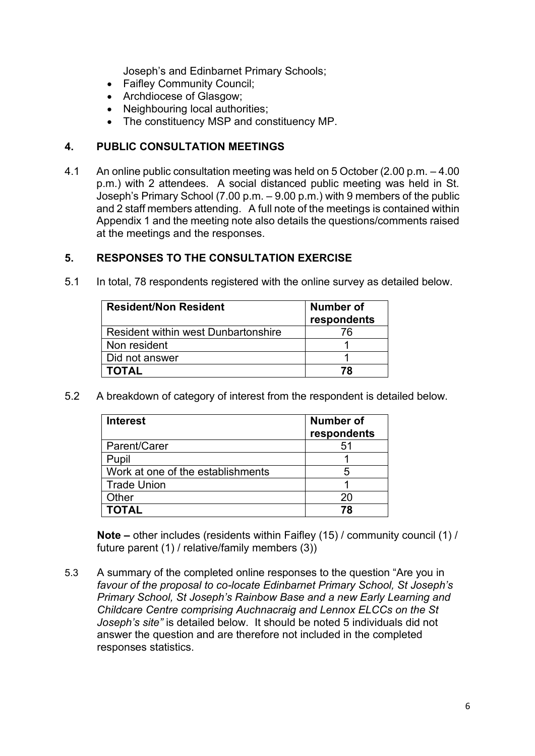Joseph's and Edinbarnet Primary Schools;

- Faifley Community Council;
- Archdiocese of Glasgow;
- Neighbouring local authorities;
- The constituency MSP and constituency MP.

## 4. PUBLIC CONSULTATION MEETINGS

4.1 An online public consultation meeting was held on 5 October (2.00 p.m. – 4.00 p.m.) with 2 attendees. A social distanced public meeting was held in St. Joseph's Primary School (7.00 p.m. – 9.00 p.m.) with 9 members of the public and 2 staff members attending. A full note of the meetings is contained within Appendix 1 and the meeting note also details the questions/comments raised at the meetings and the responses.

## 5. RESPONSES TO THE CONSULTATION EXERCISE

5.1 In total, 78 respondents registered with the online survey as detailed below.

| Resident/Non Resident | Number of respondents |
|---|---|
| Resident within west Dunbartonshire | 76 |
| Non resident | 1 |
| Did not answer | 1 |
| **TOTAL** | **78** |

5.2 A breakdown of category of interest from the respondent is detailed below.

| Interest | Number of respondents |
|---|---|
| Parent/Carer | 51 |
| Pupil | 1 |
| Work at one of the establishments | 5 |
| Trade Union | 1 |
| Other | 20 |
| **TOTAL** | **78** |

**Note –** other includes (residents within Faifley (15) / community council (1) / future parent (1) / relative/family members (3))

5.3 A summary of the completed online responses to the question "Are you in *favour of the proposal to co-locate Edinbarnet Primary School, St Joseph's Primary School, St Joseph's Rainbow Base and a new Early Learning and Childcare Centre comprising Auchnacraig and Lennox ELCCs on the St Joseph's site"* is detailed below. It should be noted 5 individuals did not answer the question and are therefore not included in the completed responses statistics.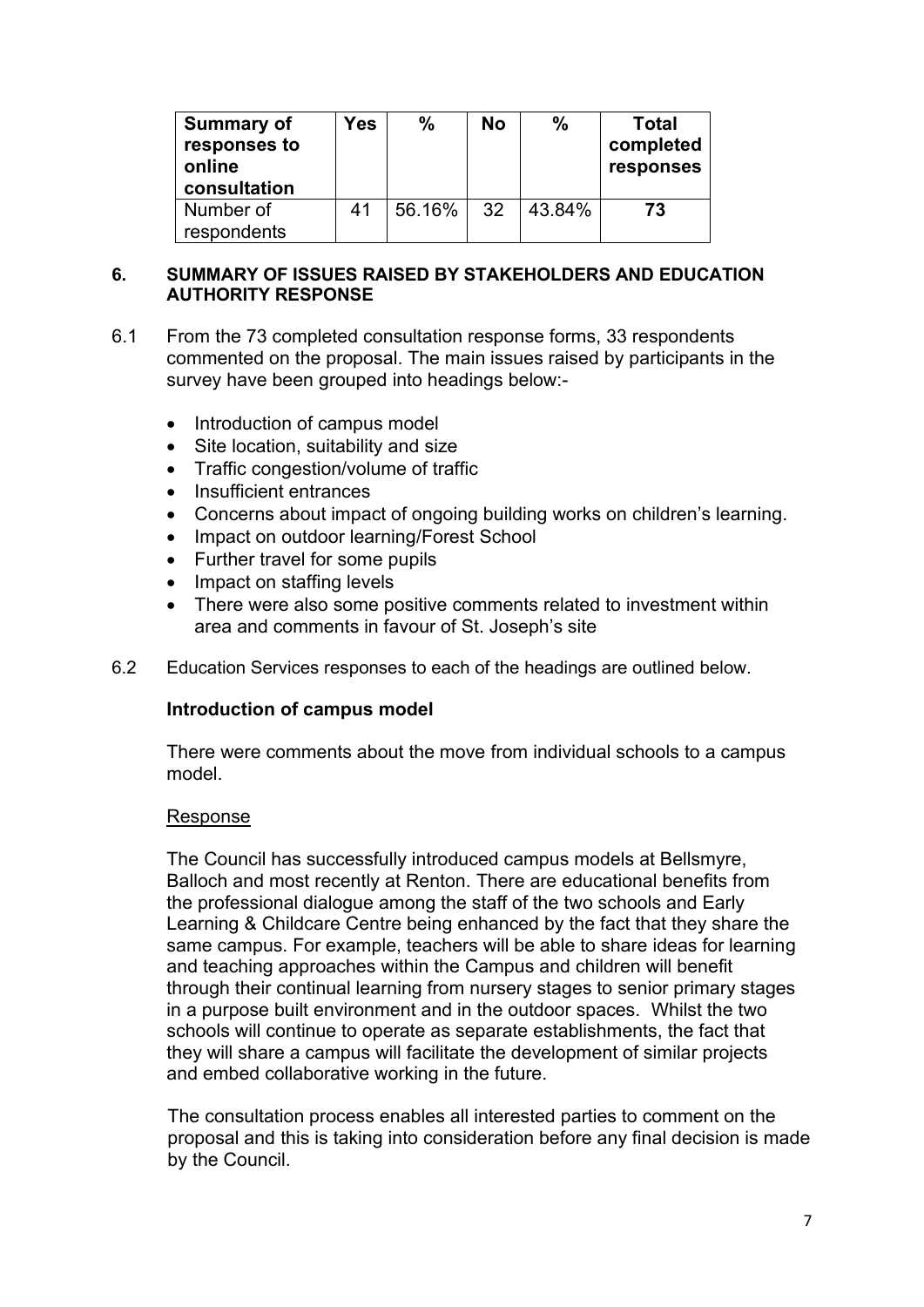| Summary of responses to online consultation | Yes | % | No | % | Total completed responses |
| --- | --- | --- | --- | --- | --- |
| Number of respondents | 41 | 56.16% | 32 | 43.84% | **73** |

## 6. SUMMARY OF ISSUES RAISED BY STAKEHOLDERS AND EDUCATION AUTHORITY RESPONSE

6.1 From the 73 completed consultation response forms, 33 respondents commented on the proposal. The main issues raised by participants in the survey have been grouped into headings below:-

- Introduction of campus model
- Site location, suitability and size
- Traffic congestion/volume of traffic
- Insufficient entrances
- Concerns about impact of ongoing building works on children's learning.
- Impact on outdoor learning/Forest School
- Further travel for some pupils
- Impact on staffing levels
- There were also some positive comments related to investment within area and comments in favour of St. Joseph's site

6.2 Education Services responses to each of the headings are outlined below.

**Introduction of campus model**

There were comments about the move from individual schools to a campus model.

Response

The Council has successfully introduced campus models at Bellsmyre, Balloch and most recently at Renton. There are educational benefits from the professional dialogue among the staff of the two schools and Early Learning & Childcare Centre being enhanced by the fact that they share the same campus. For example, teachers will be able to share ideas for learning and teaching approaches within the Campus and children will benefit through their continual learning from nursery stages to senior primary stages in a purpose built environment and in the outdoor spaces. Whilst the two schools will continue to operate as separate establishments, the fact that they will share a campus will facilitate the development of similar projects and embed collaborative working in the future.

The consultation process enables all interested parties to comment on the proposal and this is taking into consideration before any final decision is made by the Council.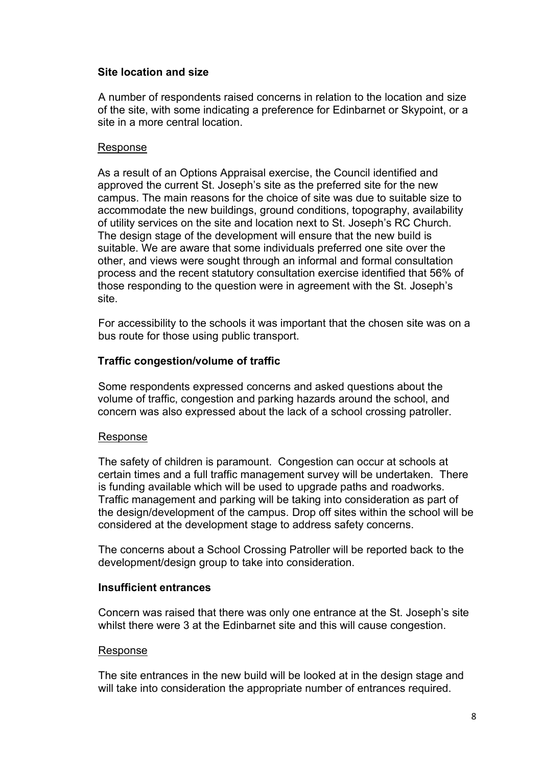**Site location and size**

A number of respondents raised concerns in relation to the location and size of the site, with some indicating a preference for Edinbarnet or Skypoint, or a site in a more central location.

Response

As a result of an Options Appraisal exercise, the Council identified and approved the current St. Joseph's site as the preferred site for the new campus. The main reasons for the choice of site was due to suitable size to accommodate the new buildings, ground conditions, topography, availability of utility services on the site and location next to St. Joseph's RC Church. The design stage of the development will ensure that the new build is suitable. We are aware that some individuals preferred one site over the other, and views were sought through an informal and formal consultation process and the recent statutory consultation exercise identified that 56% of those responding to the question were in agreement with the St. Joseph's site.

For accessibility to the schools it was important that the chosen site was on a bus route for those using public transport.

**Traffic congestion/volume of traffic**

Some respondents expressed concerns and asked questions about the volume of traffic, congestion and parking hazards around the school, and concern was also expressed about the lack of a school crossing patroller.

Response

The safety of children is paramount. Congestion can occur at schools at certain times and a full traffic management survey will be undertaken. There is funding available which will be used to upgrade paths and roadworks. Traffic management and parking will be taking into consideration as part of the design/development of the campus. Drop off sites within the school will be considered at the development stage to address safety concerns.

The concerns about a School Crossing Patroller will be reported back to the development/design group to take into consideration.

**Insufficient entrances**

Concern was raised that there was only one entrance at the St. Joseph's site whilst there were 3 at the Edinbarnet site and this will cause congestion.

Response

The site entrances in the new build will be looked at in the design stage and will take into consideration the appropriate number of entrances required.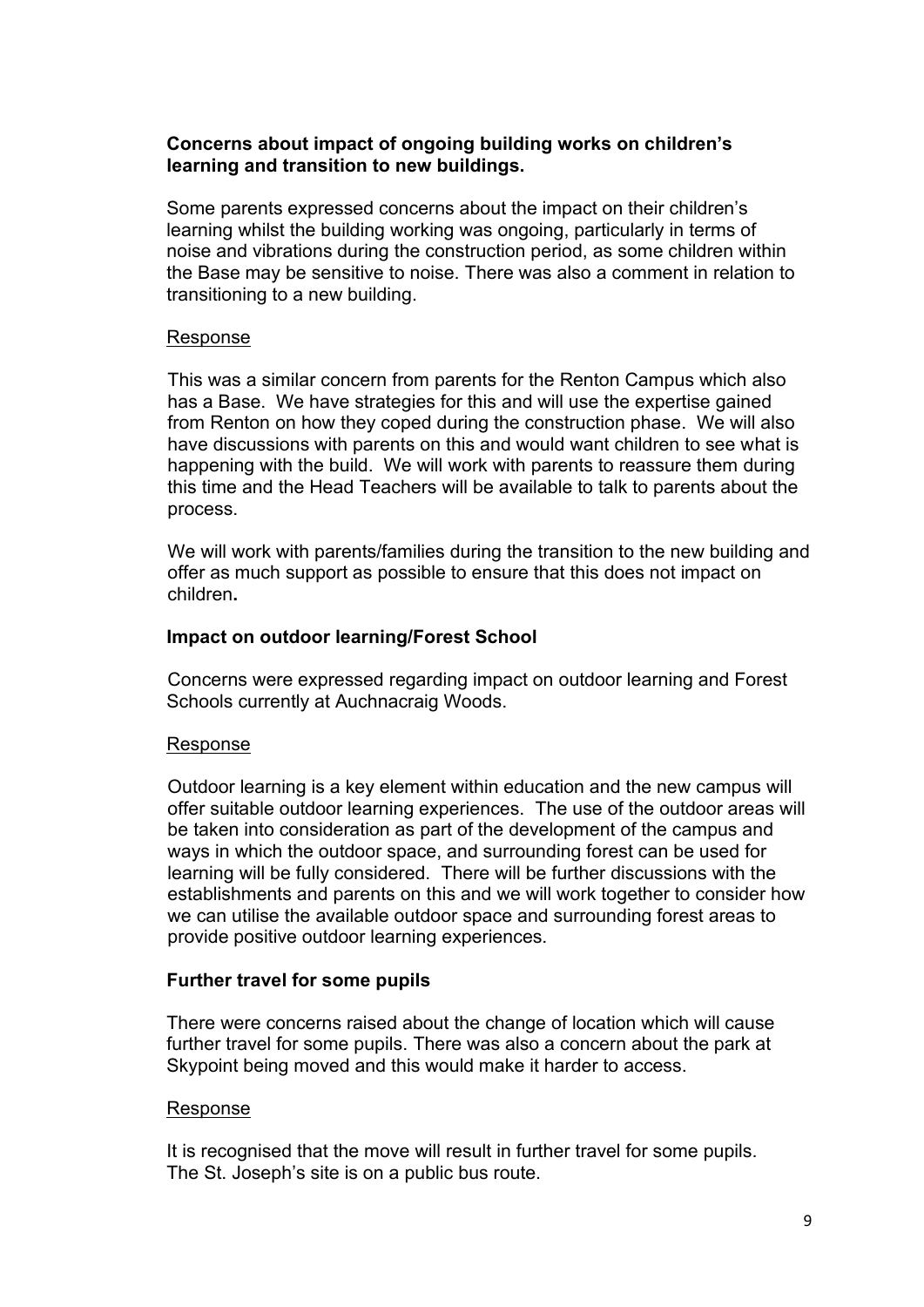**Concerns about impact of ongoing building works on children's learning and transition to new buildings.**

Some parents expressed concerns about the impact on their children's learning whilst the building working was ongoing, particularly in terms of noise and vibrations during the construction period, as some children within the Base may be sensitive to noise. There was also a comment in relation to transitioning to a new building.

<u>Response</u>

This was a similar concern from parents for the Renton Campus which also has a Base. We have strategies for this and will use the expertise gained from Renton on how they coped during the construction phase. We will also have discussions with parents on this and would want children to see what is happening with the build. We will work with parents to reassure them during this time and the Head Teachers will be available to talk to parents about the process.

We will work with parents/families during the transition to the new building and offer as much support as possible to ensure that this does not impact on children**.**

**Impact on outdoor learning/Forest School**

Concerns were expressed regarding impact on outdoor learning and Forest Schools currently at Auchnacraig Woods.

<u>Response</u>

Outdoor learning is a key element within education and the new campus will offer suitable outdoor learning experiences. The use of the outdoor areas will be taken into consideration as part of the development of the campus and ways in which the outdoor space, and surrounding forest can be used for learning will be fully considered. There will be further discussions with the establishments and parents on this and we will work together to consider how we can utilise the available outdoor space and surrounding forest areas to provide positive outdoor learning experiences.

**Further travel for some pupils**

There were concerns raised about the change of location which will cause further travel for some pupils. There was also a concern about the park at Skypoint being moved and this would make it harder to access.

<u>Response</u>

It is recognised that the move will result in further travel for some pupils. The St. Joseph's site is on a public bus route.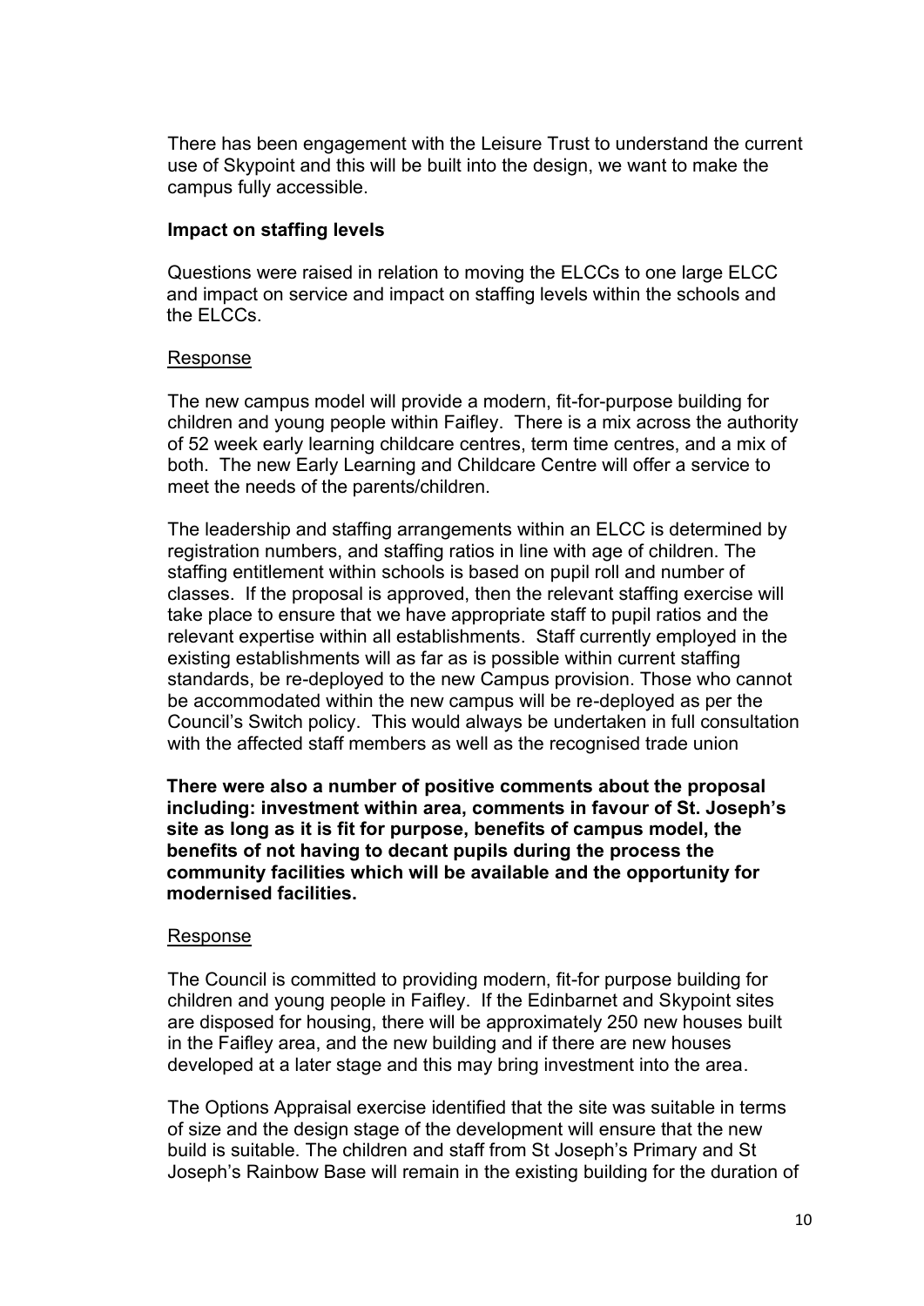There has been engagement with the Leisure Trust to understand the current use of Skypoint and this will be built into the design, we want to make the campus fully accessible.

**Impact on staffing levels**

Questions were raised in relation to moving the ELCCs to one large ELCC and impact on service and impact on staffing levels within the schools and the ELCCs.

Response

The new campus model will provide a modern, fit-for-purpose building for children and young people within Faifley. There is a mix across the authority of 52 week early learning childcare centres, term time centres, and a mix of both. The new Early Learning and Childcare Centre will offer a service to meet the needs of the parents/children.

The leadership and staffing arrangements within an ELCC is determined by registration numbers, and staffing ratios in line with age of children. The staffing entitlement within schools is based on pupil roll and number of classes. If the proposal is approved, then the relevant staffing exercise will take place to ensure that we have appropriate staff to pupil ratios and the relevant expertise within all establishments. Staff currently employed in the existing establishments will as far as is possible within current staffing standards, be re-deployed to the new Campus provision. Those who cannot be accommodated within the new campus will be re-deployed as per the Council's Switch policy. This would always be undertaken in full consultation with the affected staff members as well as the recognised trade union

**There were also a number of positive comments about the proposal including: investment within area, comments in favour of St. Joseph's site as long as it is fit for purpose, benefits of campus model, the benefits of not having to decant pupils during the process the community facilities which will be available and the opportunity for modernised facilities.**

Response

The Council is committed to providing modern, fit-for purpose building for children and young people in Faifley. If the Edinbarnet and Skypoint sites are disposed for housing, there will be approximately 250 new houses built in the Faifley area, and the new building and if there are new houses developed at a later stage and this may bring investment into the area.

The Options Appraisal exercise identified that the site was suitable in terms of size and the design stage of the development will ensure that the new build is suitable. The children and staff from St Joseph's Primary and St Joseph's Rainbow Base will remain in the existing building for the duration of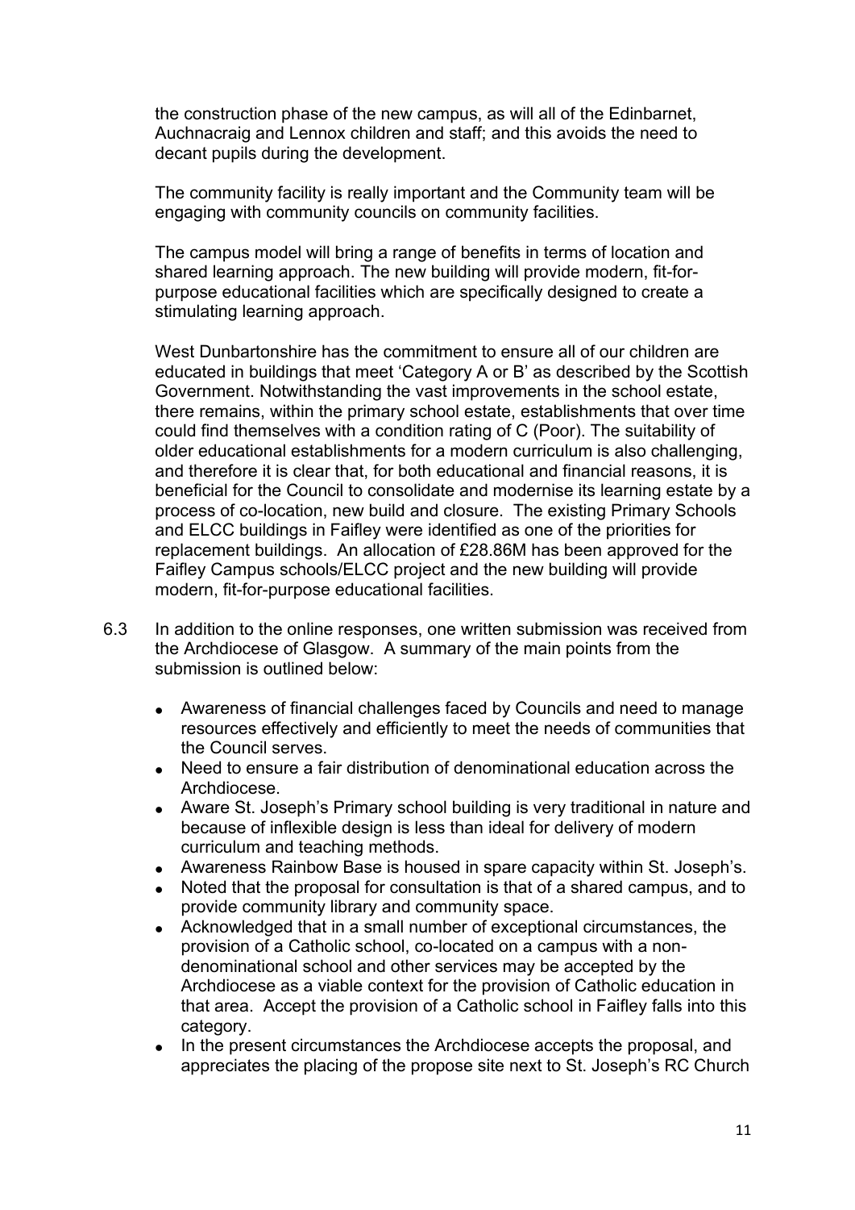the construction phase of the new campus, as will all of the Edinbarnet, Auchnacraig and Lennox children and staff; and this avoids the need to decant pupils during the development.

The community facility is really important and the Community team will be engaging with community councils on community facilities.

The campus model will bring a range of benefits in terms of location and shared learning approach. The new building will provide modern, fit-for-purpose educational facilities which are specifically designed to create a stimulating learning approach.

West Dunbartonshire has the commitment to ensure all of our children are educated in buildings that meet 'Category A or B' as described by the Scottish Government. Notwithstanding the vast improvements in the school estate, there remains, within the primary school estate, establishments that over time could find themselves with a condition rating of C (Poor). The suitability of older educational establishments for a modern curriculum is also challenging, and therefore it is clear that, for both educational and financial reasons, it is beneficial for the Council to consolidate and modernise its learning estate by a process of co-location, new build and closure. The existing Primary Schools and ELCC buildings in Faifley were identified as one of the priorities for replacement buildings. An allocation of £28.86M has been approved for the Faifley Campus schools/ELCC project and the new building will provide modern, fit-for-purpose educational facilities.

6.3 In addition to the online responses, one written submission was received from the Archdiocese of Glasgow. A summary of the main points from the submission is outlined below:

- Awareness of financial challenges faced by Councils and need to manage resources effectively and efficiently to meet the needs of communities that the Council serves.
- Need to ensure a fair distribution of denominational education across the Archdiocese.
- Aware St. Joseph's Primary school building is very traditional in nature and because of inflexible design is less than ideal for delivery of modern curriculum and teaching methods.
- Awareness Rainbow Base is housed in spare capacity within St. Joseph's.
- Noted that the proposal for consultation is that of a shared campus, and to provide community library and community space.
- Acknowledged that in a small number of exceptional circumstances, the provision of a Catholic school, co-located on a campus with a non-denominational school and other services may be accepted by the Archdiocese as a viable context for the provision of Catholic education in that area. Accept the provision of a Catholic school in Faifley falls into this category.
- In the present circumstances the Archdiocese accepts the proposal, and appreciates the placing of the propose site next to St. Joseph's RC Church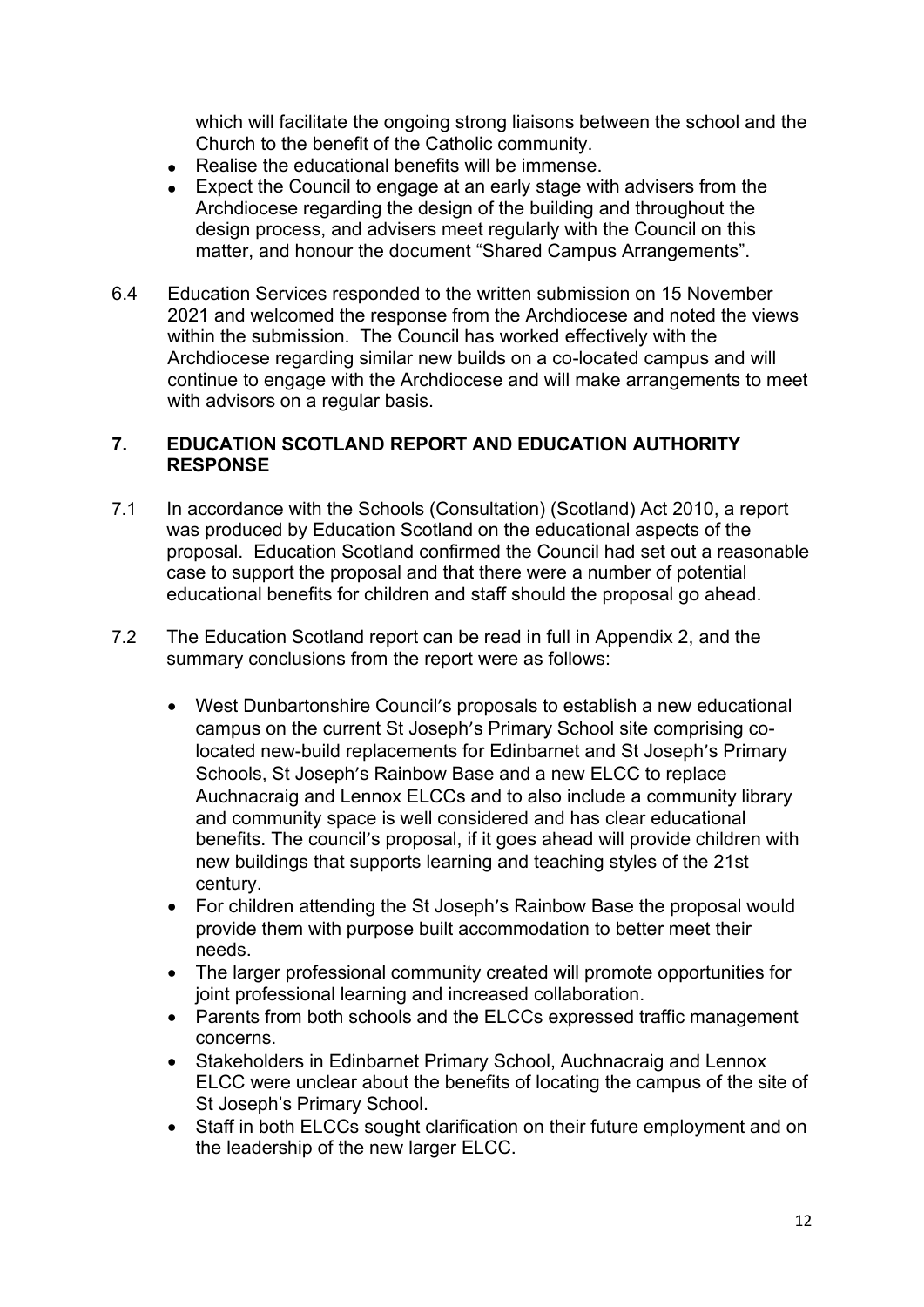which will facilitate the ongoing strong liaisons between the school and the Church to the benefit of the Catholic community.

- Realise the educational benefits will be immense.
- Expect the Council to engage at an early stage with advisers from the Archdiocese regarding the design of the building and throughout the design process, and advisers meet regularly with the Council on this matter, and honour the document "Shared Campus Arrangements".

6.4 Education Services responded to the written submission on 15 November 2021 and welcomed the response from the Archdiocese and noted the views within the submission. The Council has worked effectively with the Archdiocese regarding similar new builds on a co-located campus and will continue to engage with the Archdiocese and will make arrangements to meet with advisors on a regular basis.

## 7. EDUCATION SCOTLAND REPORT AND EDUCATION AUTHORITY RESPONSE

7.1 In accordance with the Schools (Consultation) (Scotland) Act 2010, a report was produced by Education Scotland on the educational aspects of the proposal. Education Scotland confirmed the Council had set out a reasonable case to support the proposal and that there were a number of potential educational benefits for children and staff should the proposal go ahead.

7.2 The Education Scotland report can be read in full in Appendix 2, and the summary conclusions from the report were as follows:

- West Dunbartonshire Council's proposals to establish a new educational campus on the current St Joseph's Primary School site comprising co-located new-build replacements for Edinbarnet and St Joseph's Primary Schools, St Joseph's Rainbow Base and a new ELCC to replace Auchnacraig and Lennox ELCCs and to also include a community library and community space is well considered and has clear educational benefits. The council's proposal, if it goes ahead will provide children with new buildings that supports learning and teaching styles of the 21st century.
- For children attending the St Joseph's Rainbow Base the proposal would provide them with purpose built accommodation to better meet their needs.
- The larger professional community created will promote opportunities for joint professional learning and increased collaboration.
- Parents from both schools and the ELCCs expressed traffic management concerns.
- Stakeholders in Edinbarnet Primary School, Auchnacraig and Lennox ELCC were unclear about the benefits of locating the campus of the site of St Joseph's Primary School.
- Staff in both ELCCs sought clarification on their future employment and on the leadership of the new larger ELCC.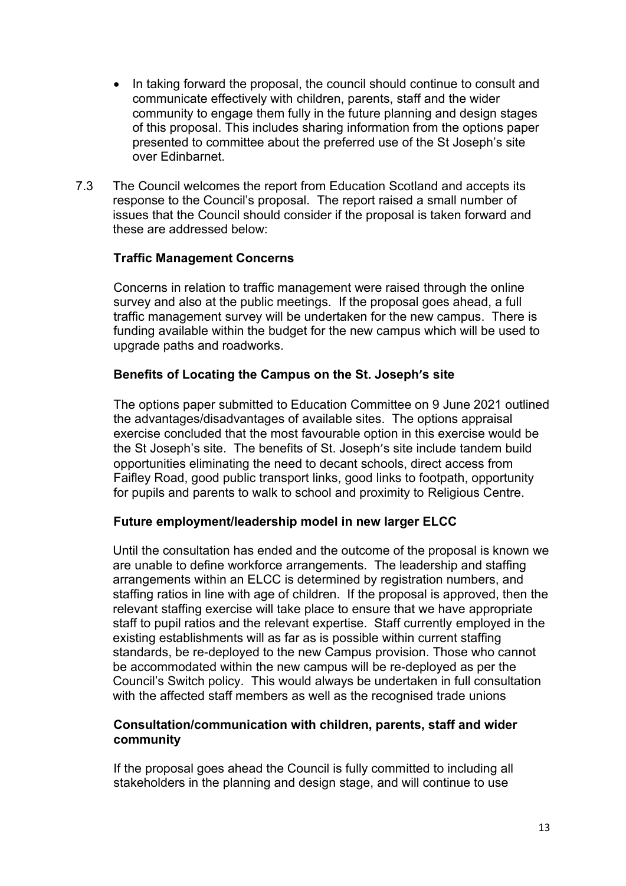- In taking forward the proposal, the council should continue to consult and communicate effectively with children, parents, staff and the wider community to engage them fully in the future planning and design stages of this proposal. This includes sharing information from the options paper presented to committee about the preferred use of the St Joseph's site over Edinbarnet.

7.3 The Council welcomes the report from Education Scotland and accepts its response to the Council's proposal. The report raised a small number of issues that the Council should consider if the proposal is taken forward and these are addressed below:

**Traffic Management Concerns**

Concerns in relation to traffic management were raised through the online survey and also at the public meetings. If the proposal goes ahead, a full traffic management survey will be undertaken for the new campus. There is funding available within the budget for the new campus which will be used to upgrade paths and roadworks.

**Benefits of Locating the Campus on the St. Joseph's site**

The options paper submitted to Education Committee on 9 June 2021 outlined the advantages/disadvantages of available sites. The options appraisal exercise concluded that the most favourable option in this exercise would be the St Joseph's site. The benefits of St. Joseph's site include tandem build opportunities eliminating the need to decant schools, direct access from Faifley Road, good public transport links, good links to footpath, opportunity for pupils and parents to walk to school and proximity to Religious Centre.

**Future employment/leadership model in new larger ELCC**

Until the consultation has ended and the outcome of the proposal is known we are unable to define workforce arrangements. The leadership and staffing arrangements within an ELCC is determined by registration numbers, and staffing ratios in line with age of children. If the proposal is approved, then the relevant staffing exercise will take place to ensure that we have appropriate staff to pupil ratios and the relevant expertise. Staff currently employed in the existing establishments will as far as is possible within current staffing standards, be re-deployed to the new Campus provision. Those who cannot be accommodated within the new campus will be re-deployed as per the Council's Switch policy. This would always be undertaken in full consultation with the affected staff members as well as the recognised trade unions

**Consultation/communication with children, parents, staff and wider community**

If the proposal goes ahead the Council is fully committed to including all stakeholders in the planning and design stage, and will continue to use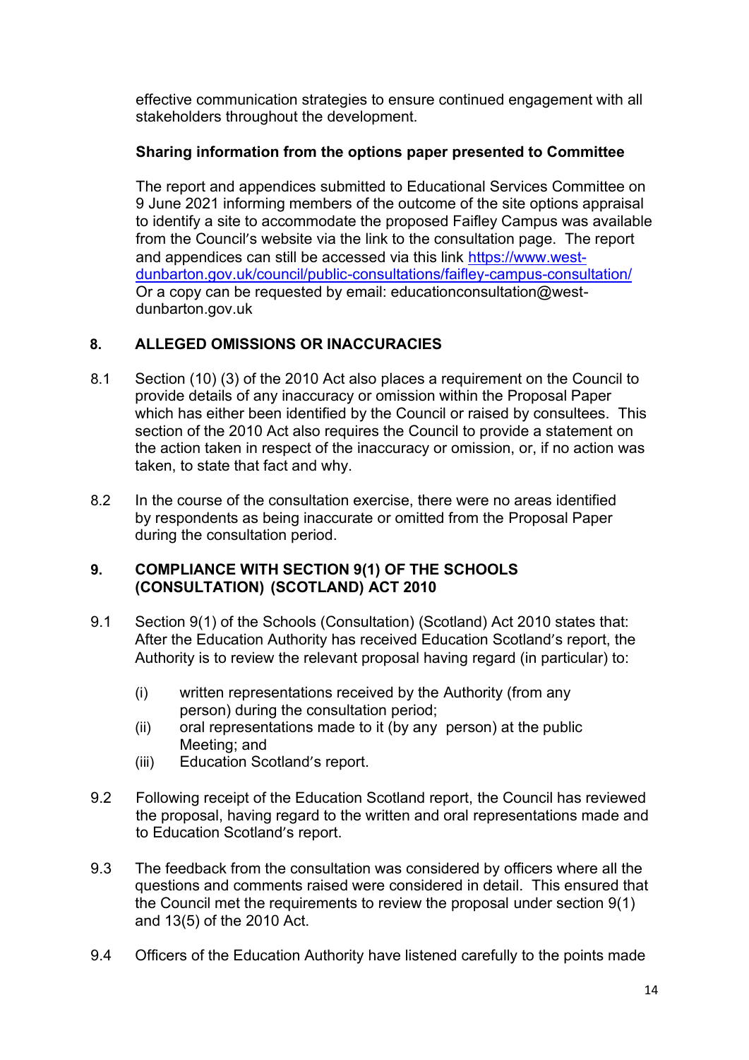effective communication strategies to ensure continued engagement with all stakeholders throughout the development.

**Sharing information from the options paper presented to Committee**

The report and appendices submitted to Educational Services Committee on 9 June 2021 informing members of the outcome of the site options appraisal to identify a site to accommodate the proposed Faifley Campus was available from the Council's website via the link to the consultation page. The report and appendices can still be accessed via this link [https://www.west-dunbarton.gov.uk/council/public-consultations/faifley-campus-consultation/](https://www.west-dunbarton.gov.uk/council/public-consultations/faifley-campus-consultation/) Or a copy can be requested by email: educationconsultation@west-dunbarton.gov.uk

## 8. ALLEGED OMISSIONS OR INACCURACIES

8.1 Section (10) (3) of the 2010 Act also places a requirement on the Council to provide details of any inaccuracy or omission within the Proposal Paper which has either been identified by the Council or raised by consultees. This section of the 2010 Act also requires the Council to provide a statement on the action taken in respect of the inaccuracy or omission, or, if no action was taken, to state that fact and why.

8.2 In the course of the consultation exercise, there were no areas identified by respondents as being inaccurate or omitted from the Proposal Paper during the consultation period.

## 9. COMPLIANCE WITH SECTION 9(1) OF THE SCHOOLS (CONSULTATION) (SCOTLAND) ACT 2010

9.1 Section 9(1) of the Schools (Consultation) (Scotland) Act 2010 states that: After the Education Authority has received Education Scotland's report, the Authority is to review the relevant proposal having regard (in particular) to:

(i) written representations received by the Authority (from any person) during the consultation period;
(ii) oral representations made to it (by any person) at the public Meeting; and
(iii) Education Scotland's report.

9.2 Following receipt of the Education Scotland report, the Council has reviewed the proposal, having regard to the written and oral representations made and to Education Scotland's report.

9.3 The feedback from the consultation was considered by officers where all the questions and comments raised were considered in detail. This ensured that the Council met the requirements to review the proposal under section 9(1) and 13(5) of the 2010 Act.

9.4 Officers of the Education Authority have listened carefully to the points made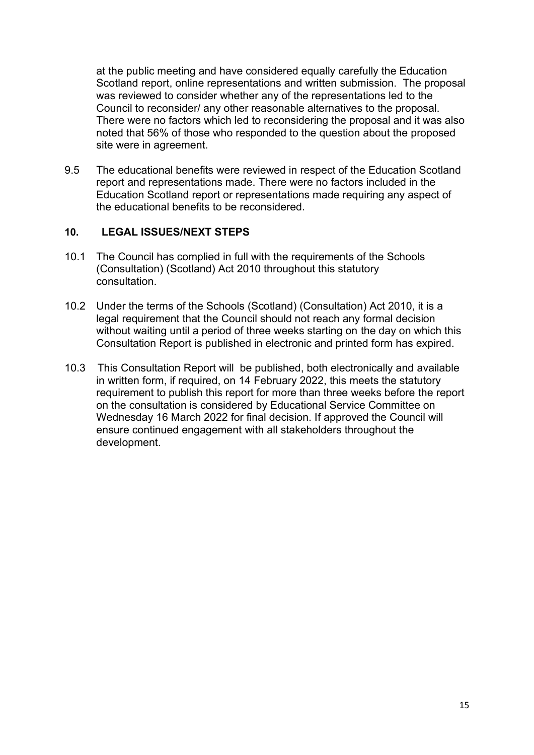at the public meeting and have considered equally carefully the Education Scotland report, online representations and written submission. The proposal was reviewed to consider whether any of the representations led to the Council to reconsider/ any other reasonable alternatives to the proposal. There were no factors which led to reconsidering the proposal and it was also noted that 56% of those who responded to the question about the proposed site were in agreement.

9.5 The educational benefits were reviewed in respect of the Education Scotland report and representations made. There were no factors included in the Education Scotland report or representations made requiring any aspect of the educational benefits to be reconsidered.

## 10. LEGAL ISSUES/NEXT STEPS

10.1 The Council has complied in full with the requirements of the Schools (Consultation) (Scotland) Act 2010 throughout this statutory consultation.

10.2 Under the terms of the Schools (Scotland) (Consultation) Act 2010, it is a legal requirement that the Council should not reach any formal decision without waiting until a period of three weeks starting on the day on which this Consultation Report is published in electronic and printed form has expired.

10.3 This Consultation Report will be published, both electronically and available in written form, if required, on 14 February 2022, this meets the statutory requirement to publish this report for more than three weeks before the report on the consultation is considered by Educational Service Committee on Wednesday 16 March 2022 for final decision. If approved the Council will ensure continued engagement with all stakeholders throughout the development.